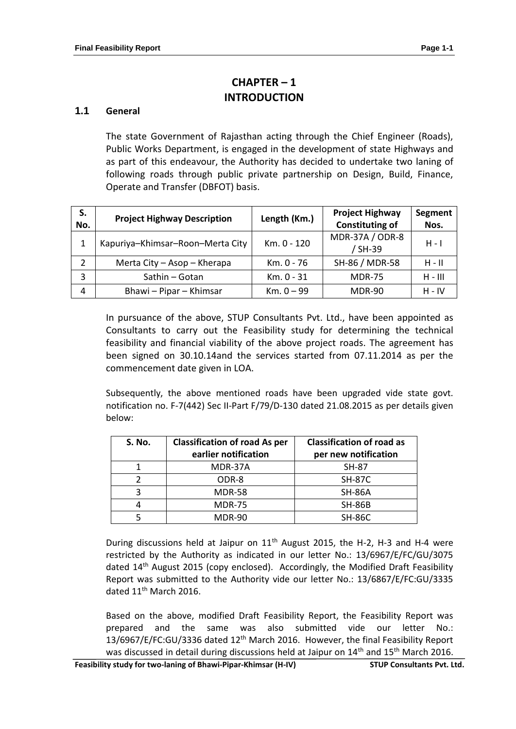# CHAPTER – 1
# INTRODUCTION

## 1.1 General

The state Government of Rajasthan acting through the Chief Engineer (Roads), Public Works Department, is engaged in the development of state Highways and as part of this endeavour, the Authority has decided to undertake two laning of following roads through public private partnership on Design, Build, Finance, Operate and Transfer (DBFOT) basis.

| S. No. | Project Highway Description | Length (Km.) | Project Highway Constituting of | Segment Nos. |
|---|---|---|---|---|
| 1 | Kapuriya–Khimsar–Roon–Merta City | Km. 0 - 120 | MDR-37A / ODR-8 / SH-39 | H - I |
| 2 | Merta City – Asop – Kherapa | Km. 0 - 76 | SH-86 / MDR-58 | H - II |
| 3 | Sathin – Gotan | Km. 0 - 31 | MDR-75 | H - III |
| 4 | Bhawi – Pipar – Khimsar | Km. 0 – 99 | MDR-90 | H - IV |

In pursuance of the above, STUP Consultants Pvt. Ltd., have been appointed as Consultants to carry out the Feasibility study for determining the technical feasibility and financial viability of the above project roads. The agreement has been signed on 30.10.14and the services started from 07.11.2014 as per the commencement date given in LOA.

Subsequently, the above mentioned roads have been upgraded vide state govt. notification no. F-7(442) Sec II-Part F/79/D-130 dated 21.08.2015 as per details given below:

| S. No. | Classification of road As per earlier notification | Classification of road as per new notification |
|---|---|---|
| 1 | MDR-37A | SH-87 |
| 2 | ODR-8 | SH-87C |
| 3 | MDR-58 | SH-86A |
| 4 | MDR-75 | SH-86B |
| 5 | MDR-90 | SH-86C |

During discussions held at Jaipur on 11th August 2015, the H-2, H-3 and H-4 were restricted by the Authority as indicated in our letter No.: 13/6967/E/FC/GU/3075 dated 14th August 2015 (copy enclosed). Accordingly, the Modified Draft Feasibility Report was submitted to the Authority vide our letter No.: 13/6867/E/FC:GU/3335 dated 11th March 2016.

Based on the above, modified Draft Feasibility Report, the Feasibility Report was prepared and the same was also submitted vide our letter No.: 13/6967/E/FC:GU/3336 dated 12th March 2016. However, the final Feasibility Report was discussed in detail during discussions held at Jaipur on 14th and 15th March 2016.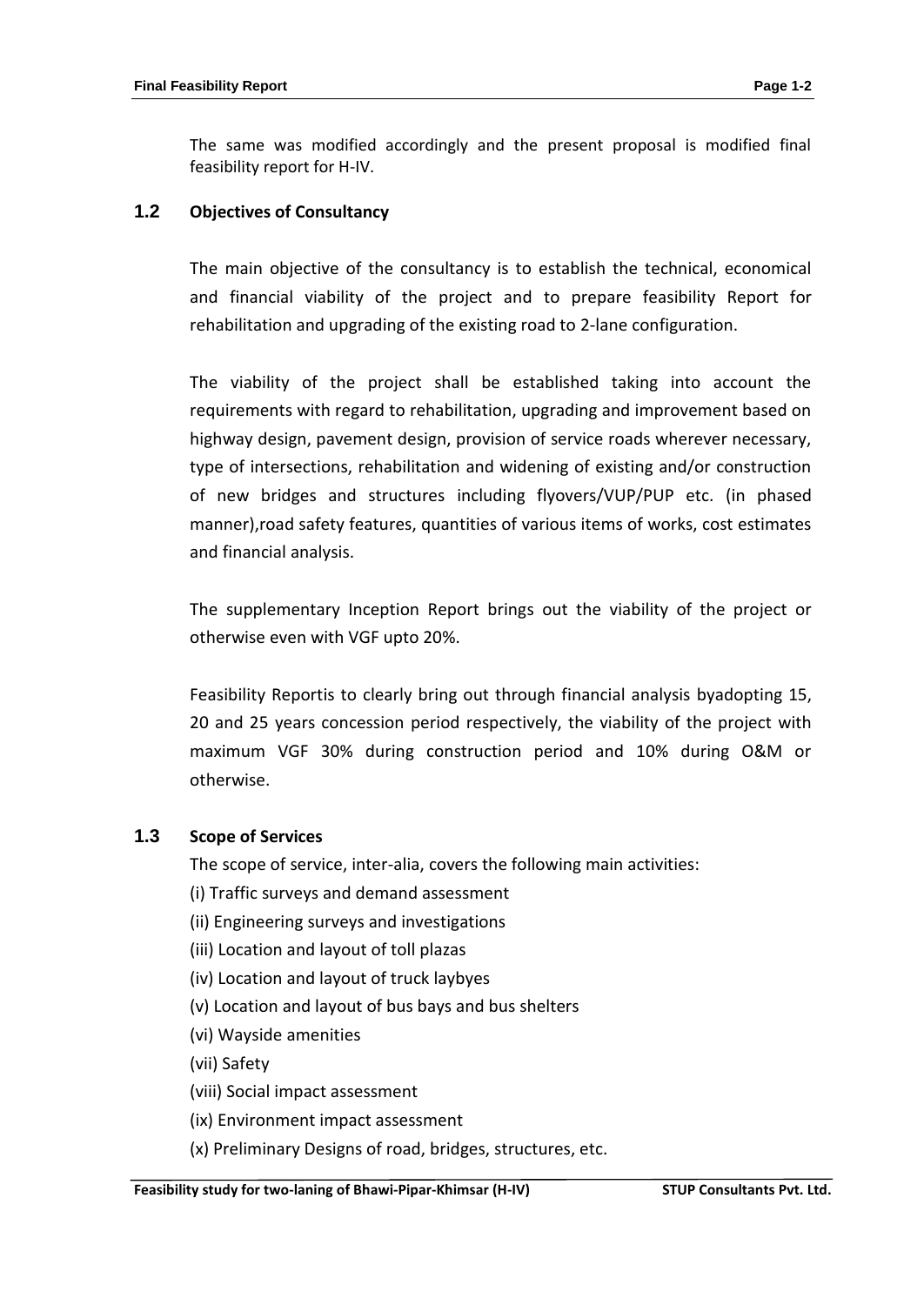The same was modified accordingly and the present proposal is modified final feasibility report for H-IV.

## 1.2 Objectives of Consultancy

The main objective of the consultancy is to establish the technical, economical and financial viability of the project and to prepare feasibility Report for rehabilitation and upgrading of the existing road to 2-lane configuration.

The viability of the project shall be established taking into account the requirements with regard to rehabilitation, upgrading and improvement based on highway design, pavement design, provision of service roads wherever necessary, type of intersections, rehabilitation and widening of existing and/or construction of new bridges and structures including flyovers/VUP/PUP etc. (in phased manner),road safety features, quantities of various items of works, cost estimates and financial analysis.

The supplementary Inception Report brings out the viability of the project or otherwise even with VGF upto 20%.

Feasibility Reportis to clearly bring out through financial analysis byadopting 15, 20 and 25 years concession period respectively, the viability of the project with maximum VGF 30% during construction period and 10% during O&M or otherwise.

## 1.3 Scope of Services

The scope of service, inter-alia, covers the following main activities:

(i) Traffic surveys and demand assessment

(ii) Engineering surveys and investigations

(iii) Location and layout of toll plazas

(iv) Location and layout of truck laybyes

(v) Location and layout of bus bays and bus shelters

(vi) Wayside amenities

(vii) Safety

(viii) Social impact assessment

(ix) Environment impact assessment

(x) Preliminary Designs of road, bridges, structures, etc.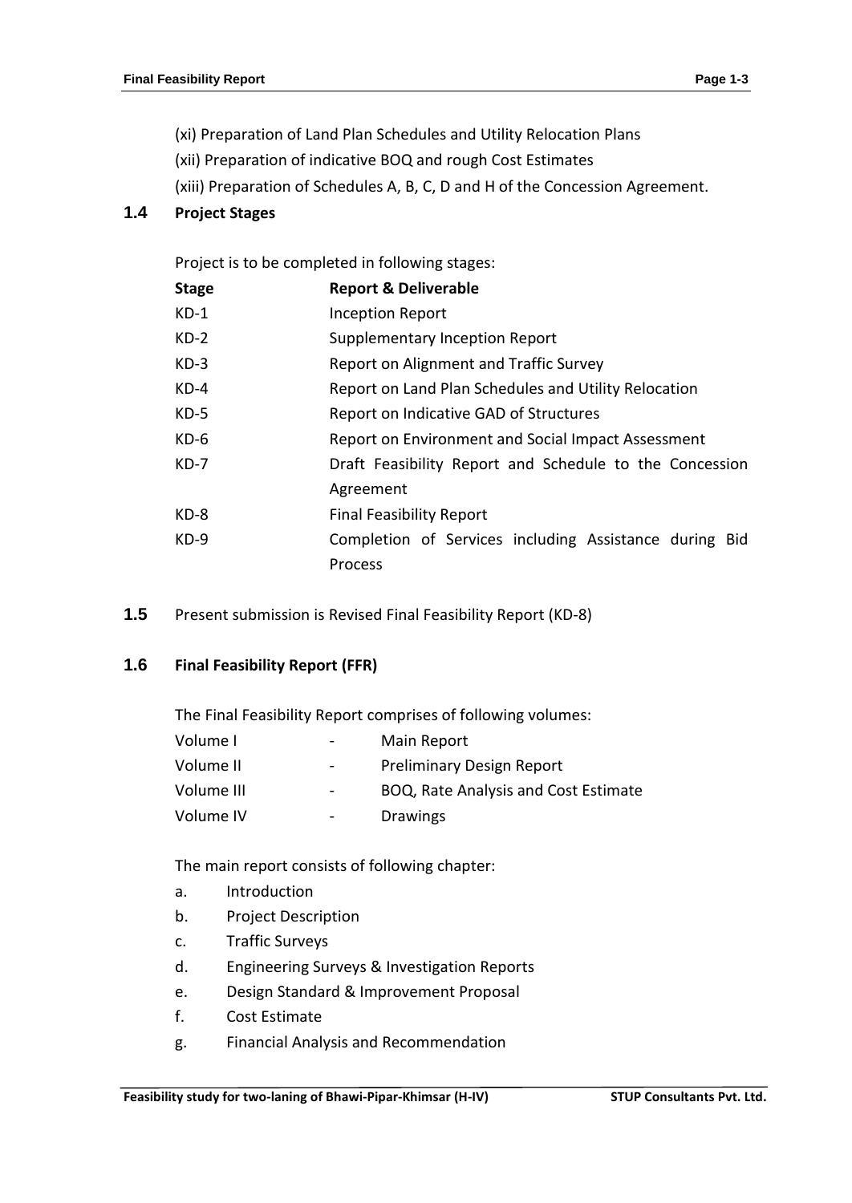(xi) Preparation of Land Plan Schedules and Utility Relocation Plans

(xii) Preparation of indicative BOQ and rough Cost Estimates

(xiii) Preparation of Schedules A, B, C, D and H of the Concession Agreement.

## 1.4 Project Stages

Project is to be completed in following stages:

| Stage | Report & Deliverable |
|---|---|
| KD-1 | Inception Report |
| KD-2 | Supplementary Inception Report |
| KD-3 | Report on Alignment and Traffic Survey |
| KD-4 | Report on Land Plan Schedules and Utility Relocation |
| KD-5 | Report on Indicative GAD of Structures |
| KD-6 | Report on Environment and Social Impact Assessment |
| KD-7 | Draft Feasibility Report and Schedule to the Concession Agreement |
| KD-8 | Final Feasibility Report |
| KD-9 | Completion of Services including Assistance during Bid Process |

**1.5** Present submission is Revised Final Feasibility Report (KD-8)

## 1.6 Final Feasibility Report (FFR)

The Final Feasibility Report comprises of following volumes:

| | | |
|---|---|---|
| Volume I | - | Main Report |
| Volume II | - | Preliminary Design Report |
| Volume III | - | BOQ, Rate Analysis and Cost Estimate |
| Volume IV | - | Drawings |

The main report consists of following chapter:

a. Introduction

b. Project Description

c. Traffic Surveys

d. Engineering Surveys & Investigation Reports

e. Design Standard & Improvement Proposal

f. Cost Estimate

g. Financial Analysis and Recommendation